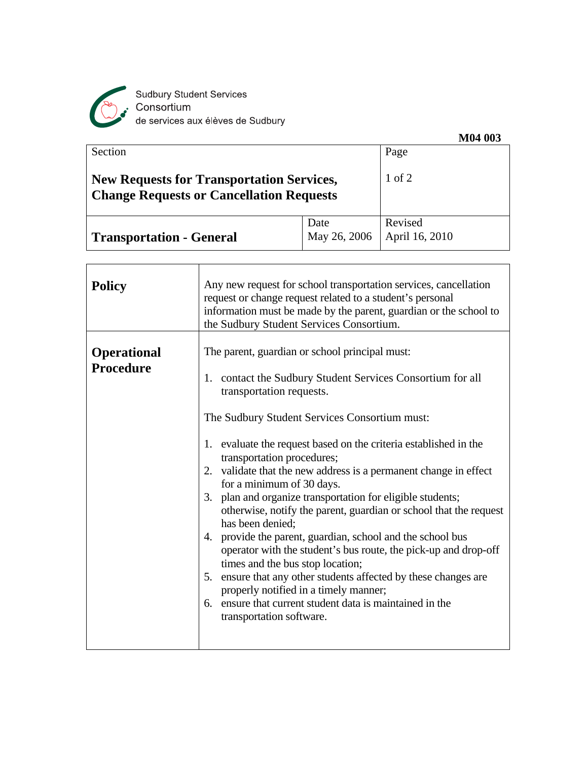Sudbury Student Services Consortium
de services aux élèves de Sudbury

**M04 003**

| Section | | Page |
|---|---|---|
| **New Requests for Transportation Services, Change Requests or Cancellation Requests** | | 1 of 2 |
| **Transportation - General** | Date May 26, 2006 | Revised April 16, 2010 |

## Policy

Any new request for school transportation services, cancellation request or change request related to a student's personal information must be made by the parent, guardian or the school to the Sudbury Student Services Consortium.

## Operational Procedure

The parent, guardian or school principal must:

1. contact the Sudbury Student Services Consortium for all transportation requests.

The Sudbury Student Services Consortium must:

1. evaluate the request based on the criteria established in the transportation procedures;
2. validate that the new address is a permanent change in effect for a minimum of 30 days.
3. plan and organize transportation for eligible students; otherwise, notify the parent, guardian or school that the request has been denied;
4. provide the parent, guardian, school and the school bus operator with the student's bus route, the pick-up and drop-off times and the bus stop location;
5. ensure that any other students affected by these changes are properly notified in a timely manner;
6. ensure that current student data is maintained in the transportation software.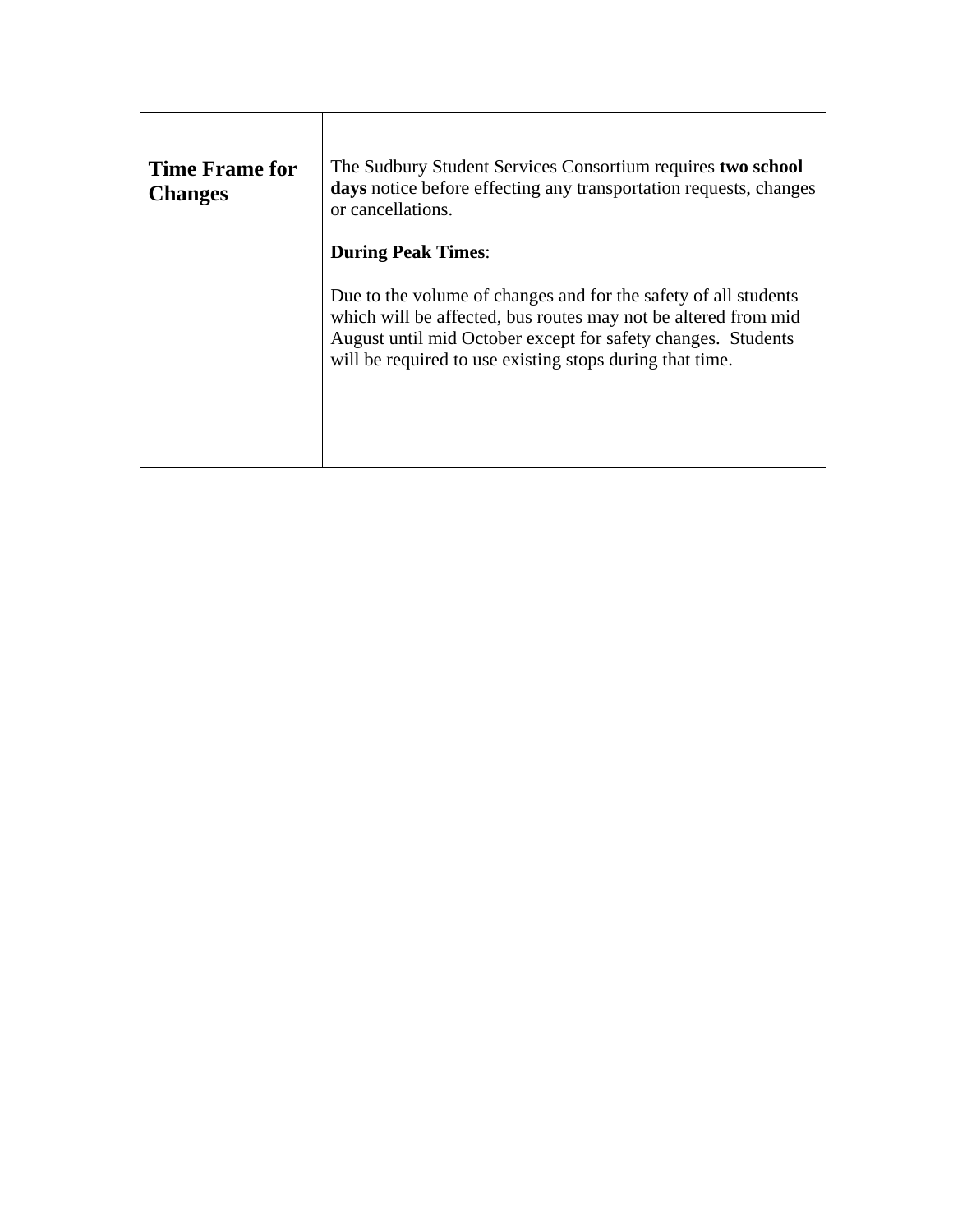| | |
|---|---|
| **Time Frame for Changes** | The Sudbury Student Services Consortium requires **two school days** notice before effecting any transportation requests, changes or cancellations.<br><br>**During Peak Times**:<br><br>Due to the volume of changes and for the safety of all students which will be affected, bus routes may not be altered from mid August until mid October except for safety changes. Students will be required to use existing stops during that time. |